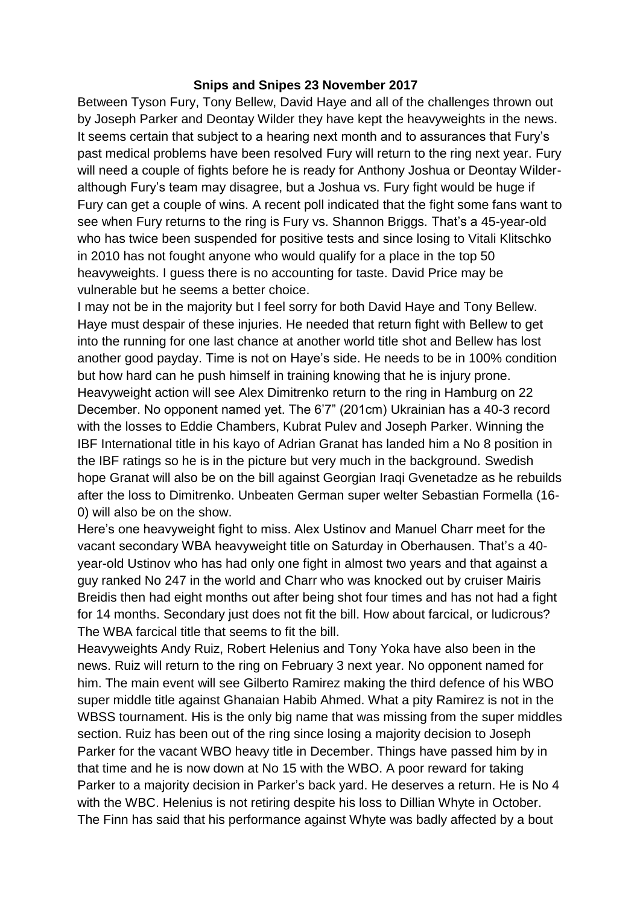# Snips and Snipes 23 November 2017

Between Tyson Fury, Tony Bellew, David Haye and all of the challenges thrown out by Joseph Parker and Deontay Wilder they have kept the heavyweights in the news. It seems certain that subject to a hearing next month and to assurances that Fury's past medical problems have been resolved Fury will return to the ring next year. Fury will need a couple of fights before he is ready for Anthony Joshua or Deontay Wilder-although Fury's team may disagree, but a Joshua vs. Fury fight would be huge if Fury can get a couple of wins. A recent poll indicated that the fight some fans want to see when Fury returns to the ring is Fury vs. Shannon Briggs. That's a 45-year-old who has twice been suspended for positive tests and since losing to Vitali Klitschko in 2010 has not fought anyone who would qualify for a place in the top 50 heavyweights. I guess there is no accounting for taste. David Price may be vulnerable but he seems a better choice.

I may not be in the majority but I feel sorry for both David Haye and Tony Bellew. Haye must despair of these injuries. He needed that return fight with Bellew to get into the running for one last chance at another world title shot and Bellew has lost another good payday. Time is not on Haye's side. He needs to be in 100% condition but how hard can he push himself in training knowing that he is injury prone.

Heavyweight action will see Alex Dimitrenko return to the ring in Hamburg on 22 December. No opponent named yet. The 6'7" (201cm) Ukrainian has a 40-3 record with the losses to Eddie Chambers, Kubrat Pulev and Joseph Parker. Winning the IBF International title in his kayo of Adrian Granat has landed him a No 8 position in the IBF ratings so he is in the picture but very much in the background. Swedish hope Granat will also be on the bill against Georgian Iraqi Gvenetadze as he rebuilds after the loss to Dimitrenko. Unbeaten German super welter Sebastian Formella (16-0) will also be on the show.

Here's one heavyweight fight to miss. Alex Ustinov and Manuel Charr meet for the vacant secondary WBA heavyweight title on Saturday in Oberhausen. That's a 40-year-old Ustinov who has had only one fight in almost two years and that against a guy ranked No 247 in the world and Charr who was knocked out by cruiser Mairis Breidis then had eight months out after being shot four times and has not had a fight for 14 months. Secondary just does not fit the bill. How about farcical, or ludicrous? The WBA farcical title that seems to fit the bill.

Heavyweights Andy Ruiz, Robert Helenius and Tony Yoka have also been in the news. Ruiz will return to the ring on February 3 next year. No opponent named for him. The main event will see Gilberto Ramirez making the third defence of his WBO super middle title against Ghanaian Habib Ahmed. What a pity Ramirez is not in the WBSS tournament. His is the only big name that was missing from the super middles section. Ruiz has been out of the ring since losing a majority decision to Joseph Parker for the vacant WBO heavy title in December. Things have passed him by in that time and he is now down at No 15 with the WBO. A poor reward for taking Parker to a majority decision in Parker's back yard. He deserves a return. He is No 4 with the WBC. Helenius is not retiring despite his loss to Dillian Whyte in October. The Finn has said that his performance against Whyte was badly affected by a bout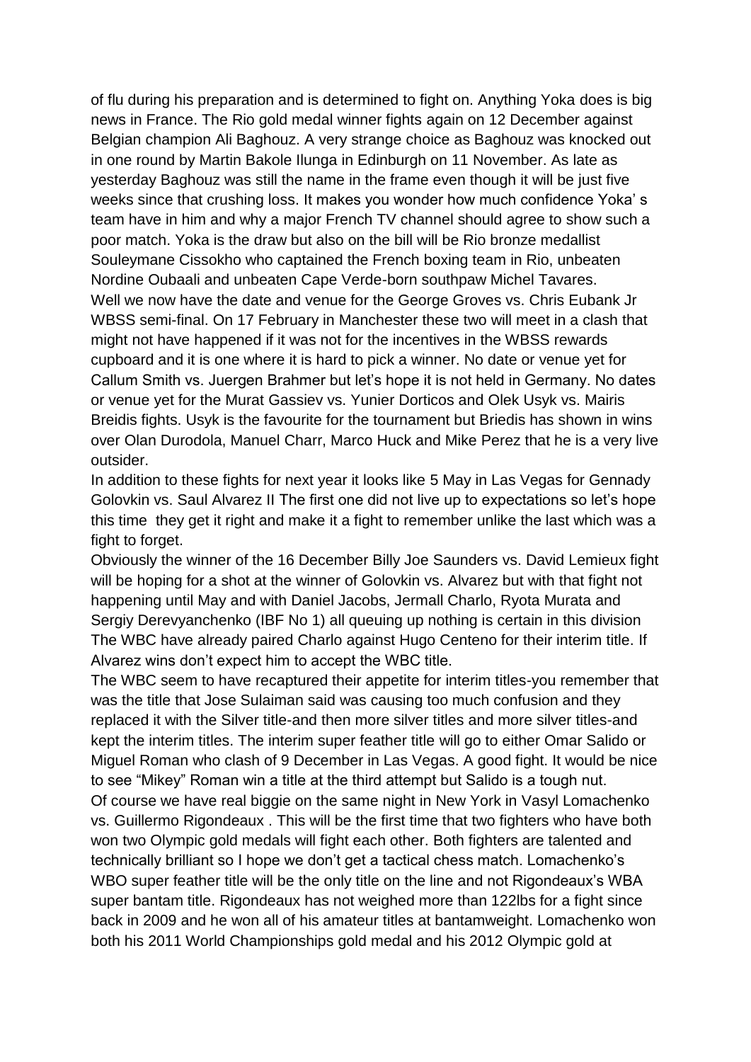of flu during his preparation and is determined to fight on. Anything Yoka does is big news in France. The Rio gold medal winner fights again on 12 December against Belgian champion Ali Baghouz. A very strange choice as Baghouz was knocked out in one round by Martin Bakole Ilunga in Edinburgh on 11 November. As late as yesterday Baghouz was still the name in the frame even though it will be just five weeks since that crushing loss. It makes you wonder how much confidence Yoka' s team have in him and why a major French TV channel should agree to show such a poor match. Yoka is the draw but also on the bill will be Rio bronze medallist Souleymane Cissokho who captained the French boxing team in Rio, unbeaten Nordine Oubaali and unbeaten Cape Verde-born southpaw Michel Tavares.

Well we now have the date and venue for the George Groves vs. Chris Eubank Jr WBSS semi-final. On 17 February in Manchester these two will meet in a clash that might not have happened if it was not for the incentives in the WBSS rewards cupboard and it is one where it is hard to pick a winner. No date or venue yet for Callum Smith vs. Juergen Brahmer but let's hope it is not held in Germany. No dates or venue yet for the Murat Gassiev vs. Yunier Dorticos and Olek Usyk vs. Mairis Breidis fights. Usyk is the favourite for the tournament but Briedis has shown in wins over Olan Durodola, Manuel Charr, Marco Huck and Mike Perez that he is a very live outsider.

In addition to these fights for next year it looks like 5 May in Las Vegas for Gennady Golovkin vs. Saul Alvarez II The first one did not live up to expectations so let's hope this time they get it right and make it a fight to remember unlike the last which was a fight to forget.

Obviously the winner of the 16 December Billy Joe Saunders vs. David Lemieux fight will be hoping for a shot at the winner of Golovkin vs. Alvarez but with that fight not happening until May and with Daniel Jacobs, Jermall Charlo, Ryota Murata and Sergiy Derevyanchenko (IBF No 1) all queuing up nothing is certain in this division The WBC have already paired Charlo against Hugo Centeno for their interim title. If Alvarez wins don't expect him to accept the WBC title.

The WBC seem to have recaptured their appetite for interim titles-you remember that was the title that Jose Sulaiman said was causing too much confusion and they replaced it with the Silver title-and then more silver titles and more silver titles-and kept the interim titles. The interim super feather title will go to either Omar Salido or Miguel Roman who clash of 9 December in Las Vegas. A good fight. It would be nice to see "Mikey" Roman win a title at the third attempt but Salido is a tough nut.

Of course we have real biggie on the same night in New York in Vasyl Lomachenko vs. Guillermo Rigondeaux . This will be the first time that two fighters who have both won two Olympic gold medals will fight each other. Both fighters are talented and technically brilliant so I hope we don't get a tactical chess match. Lomachenko's WBO super feather title will be the only title on the line and not Rigondeaux's WBA super bantam title. Rigondeaux has not weighed more than 122lbs for a fight since back in 2009 and he won all of his amateur titles at bantamweight. Lomachenko won both his 2011 World Championships gold medal and his 2012 Olympic gold at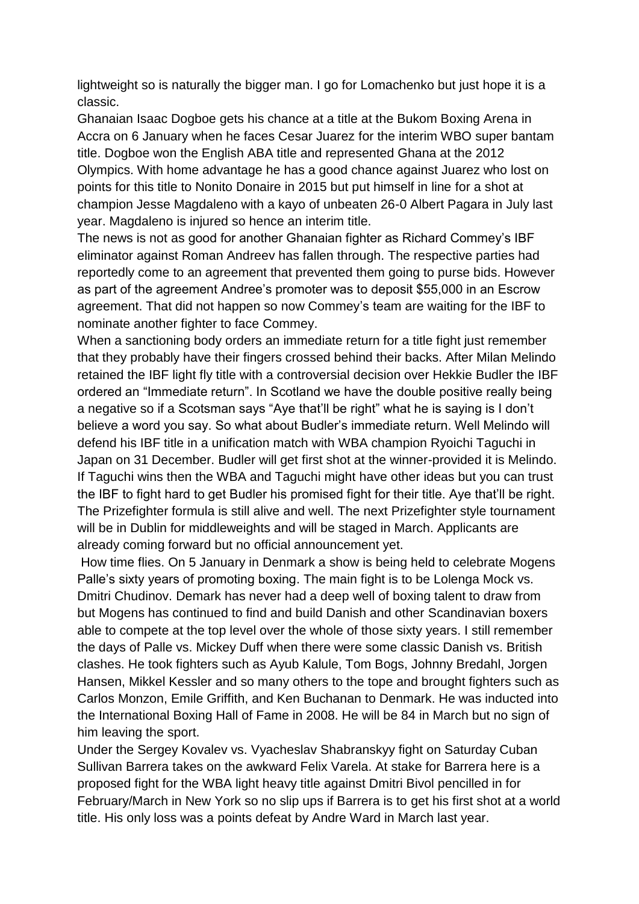lightweight so is naturally the bigger man. I go for Lomachenko but just hope it is a classic.

Ghanaian Isaac Dogboe gets his chance at a title at the Bukom Boxing Arena in Accra on 6 January when he faces Cesar Juarez for the interim WBO super bantam title. Dogboe won the English ABA title and represented Ghana at the 2012 Olympics. With home advantage he has a good chance against Juarez who lost on points for this title to Nonito Donaire in 2015 but put himself in line for a shot at champion Jesse Magdaleno with a kayo of unbeaten 26-0 Albert Pagara in July last year. Magdaleno is injured so hence an interim title.

The news is not as good for another Ghanaian fighter as Richard Commey's IBF eliminator against Roman Andreev has fallen through. The respective parties had reportedly come to an agreement that prevented them going to purse bids. However as part of the agreement Andree's promoter was to deposit $55,000 in an Escrow agreement. That did not happen so now Commey's team are waiting for the IBF to nominate another fighter to face Commey.

When a sanctioning body orders an immediate return for a title fight just remember that they probably have their fingers crossed behind their backs. After Milan Melindo retained the IBF light fly title with a controversial decision over Hekkie Budler the IBF ordered an "Immediate return". In Scotland we have the double positive really being a negative so if a Scotsman says "Aye that'll be right" what he is saying is I don't believe a word you say. So what about Budler's immediate return. Well Melindo will defend his IBF title in a unification match with WBA champion Ryoichi Taguchi in Japan on 31 December. Budler will get first shot at the winner-provided it is Melindo. If Taguchi wins then the WBA and Taguchi might have other ideas but you can trust the IBF to fight hard to get Budler his promised fight for their title. Aye that'll be right.

The Prizefighter formula is still alive and well. The next Prizefighter style tournament will be in Dublin for middleweights and will be staged in March. Applicants are already coming forward but no official announcement yet.

How time flies. On 5 January in Denmark a show is being held to celebrate Mogens Palle's sixty years of promoting boxing. The main fight is to be Lolenga Mock vs. Dmitri Chudinov. Demark has never had a deep well of boxing talent to draw from but Mogens has continued to find and build Danish and other Scandinavian boxers able to compete at the top level over the whole of those sixty years. I still remember the days of Palle vs. Mickey Duff when there were some classic Danish vs. British clashes. He took fighters such as Ayub Kalule, Tom Bogs, Johnny Bredahl, Jorgen Hansen, Mikkel Kessler and so many others to the tope and brought fighters such as Carlos Monzon, Emile Griffith, and Ken Buchanan to Denmark. He was inducted into the International Boxing Hall of Fame in 2008. He will be 84 in March but no sign of him leaving the sport.

Under the Sergey Kovalev vs. Vyacheslav Shabranskyy fight on Saturday Cuban Sullivan Barrera takes on the awkward Felix Varela. At stake for Barrera here is a proposed fight for the WBA light heavy title against Dmitri Bivol pencilled in for February/March in New York so no slip ups if Barrera is to get his first shot at a world title. His only loss was a points defeat by Andre Ward in March last year.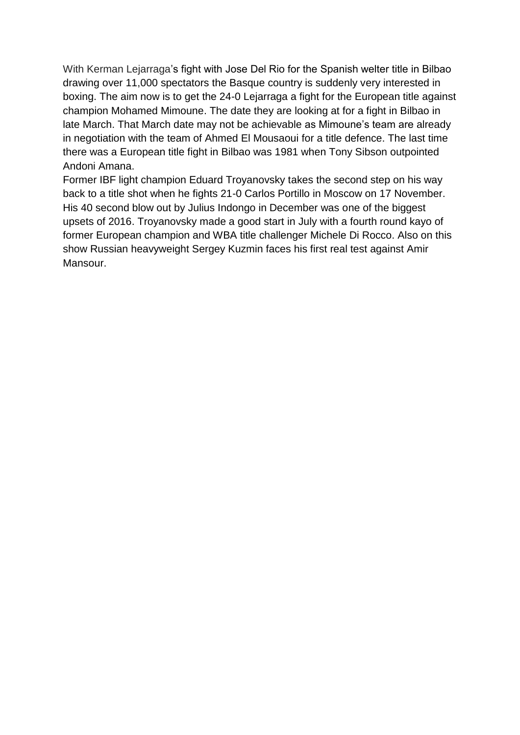With Kerman Lejarraga's fight with Jose Del Rio for the Spanish welter title in Bilbao drawing over 11,000 spectators the Basque country is suddenly very interested in boxing. The aim now is to get the 24-0 Lejarraga a fight for the European title against champion Mohamed Mimoune. The date they are looking at for a fight in Bilbao in late March. That March date may not be achievable as Mimoune's team are already in negotiation with the team of Ahmed El Mousaoui for a title defence. The last time there was a European title fight in Bilbao was 1981 when Tony Sibson outpointed Andoni Amana.

Former IBF light champion Eduard Troyanovsky takes the second step on his way back to a title shot when he fights 21-0 Carlos Portillo in Moscow on 17 November. His 40 second blow out by Julius Indongo in December was one of the biggest upsets of 2016. Troyanovsky made a good start in July with a fourth round kayo of former European champion and WBA title challenger Michele Di Rocco. Also on this show Russian heavyweight Sergey Kuzmin faces his first real test against Amir Mansour.